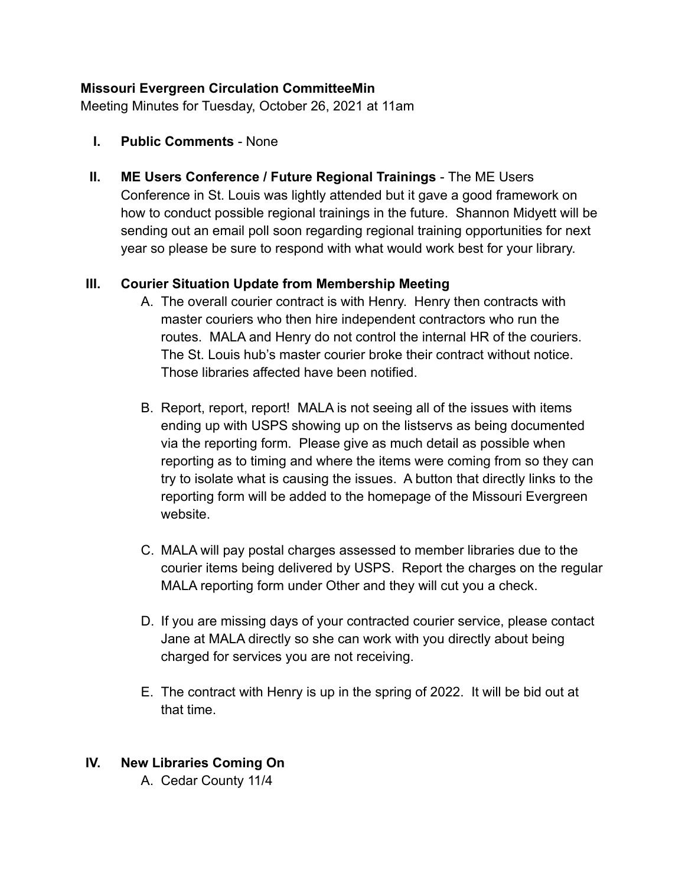**Missouri Evergreen Circulation CommitteeMin**

Meeting Minutes for Tuesday, October 26, 2021 at 11am

I. **Public Comments** - None

II. **ME Users Conference / Future Regional Trainings** - The ME Users Conference in St. Louis was lightly attended but it gave a good framework on how to conduct possible regional trainings in the future. Shannon Midyett will be sending out an email poll soon regarding regional training opportunities for next year so please be sure to respond with what would work best for your library.

III. **Courier Situation Update from Membership Meeting**

   A. The overall courier contract is with Henry. Henry then contracts with master couriers who then hire independent contractors who run the routes. MALA and Henry do not control the internal HR of the couriers. The St. Louis hub's master courier broke their contract without notice. Those libraries affected have been notified.

   B. Report, report, report! MALA is not seeing all of the issues with items ending up with USPS showing up on the listservs as being documented via the reporting form. Please give as much detail as possible when reporting as to timing and where the items were coming from so they can try to isolate what is causing the issues. A button that directly links to the reporting form will be added to the homepage of the Missouri Evergreen website.

   C. MALA will pay postal charges assessed to member libraries due to the courier items being delivered by USPS. Report the charges on the regular MALA reporting form under Other and they will cut you a check.

   D. If you are missing days of your contracted courier service, please contact Jane at MALA directly so she can work with you directly about being charged for services you are not receiving.

   E. The contract with Henry is up in the spring of 2022. It will be bid out at that time.

IV. **New Libraries Coming On**

   A. Cedar County 11/4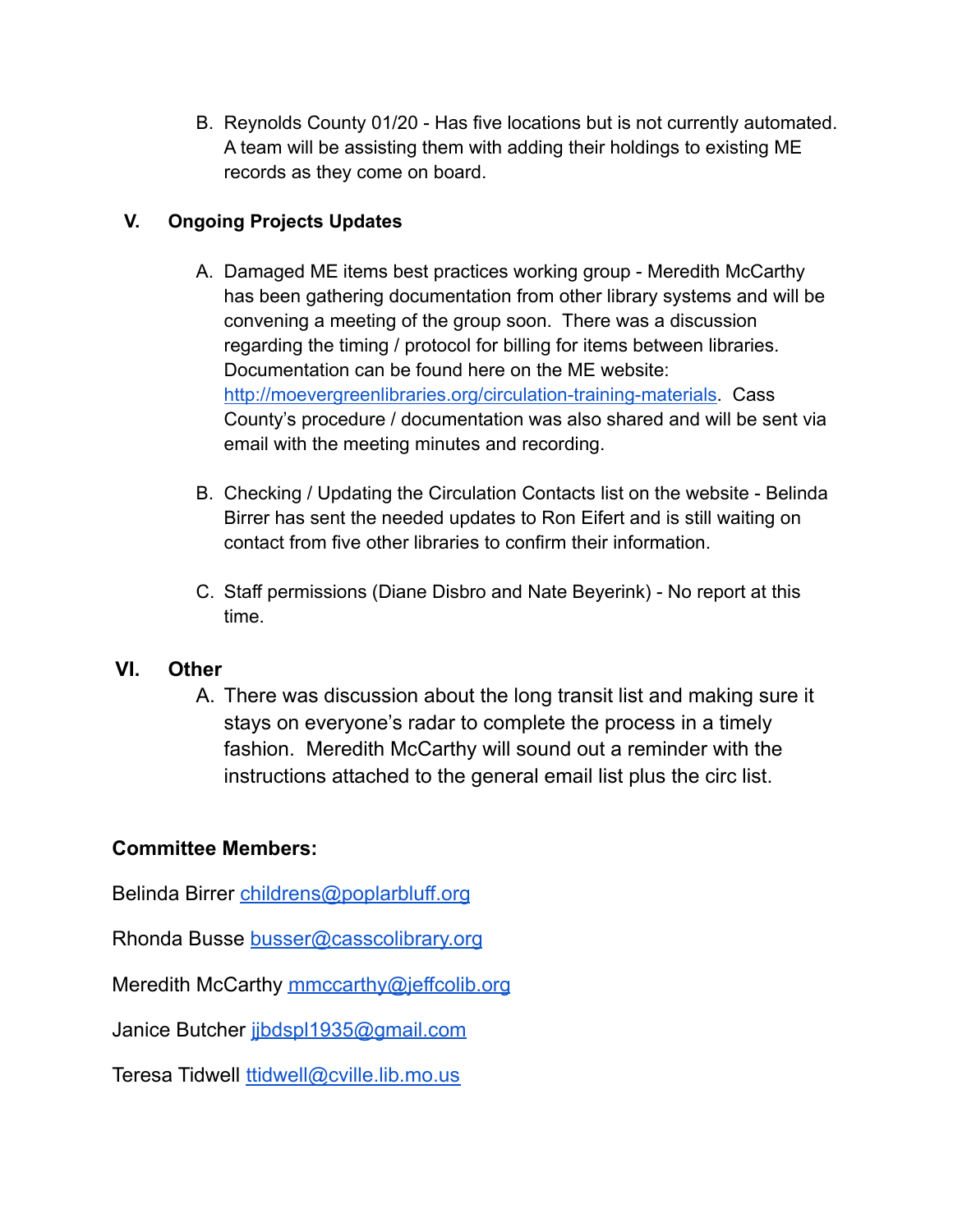B. Reynolds County 01/20 - Has five locations but is not currently automated. A team will be assisting them with adding their holdings to existing ME records as they come on board.

## V. Ongoing Projects Updates

A. Damaged ME items best practices working group - Meredith McCarthy has been gathering documentation from other library systems and will be convening a meeting of the group soon. There was a discussion regarding the timing / protocol for billing for items between libraries. Documentation can be found here on the ME website: [http://moevergreenlibraries.org/circulation-training-materials](http://moevergreenlibraries.org/circulation-training-materials). Cass County's procedure / documentation was also shared and will be sent via email with the meeting minutes and recording.

B. Checking / Updating the Circulation Contacts list on the website - Belinda Birrer has sent the needed updates to Ron Eifert and is still waiting on contact from five other libraries to confirm their information.

C. Staff permissions (Diane Disbro and Nate Beyerink) - No report at this time.

## VI. Other

A. There was discussion about the long transit list and making sure it stays on everyone's radar to complete the process in a timely fashion. Meredith McCarthy will sound out a reminder with the instructions attached to the general email list plus the circ list.

**Committee Members:**

Belinda Birrer [childrens@poplarbluff.org](mailto:childrens@poplarbluff.org)

Rhonda Busse [busser@casscolibrary.org](mailto:busser@casscolibrary.org)

Meredith McCarthy [mmccarthy@jeffcolib.org](mailto:mmccarthy@jeffcolib.org)

Janice Butcher [jjbdspl1935@gmail.com](mailto:jjbdspl1935@gmail.com)

Teresa Tidwell [ttidwell@cville.lib.mo.us](mailto:ttidwell@cville.lib.mo.us)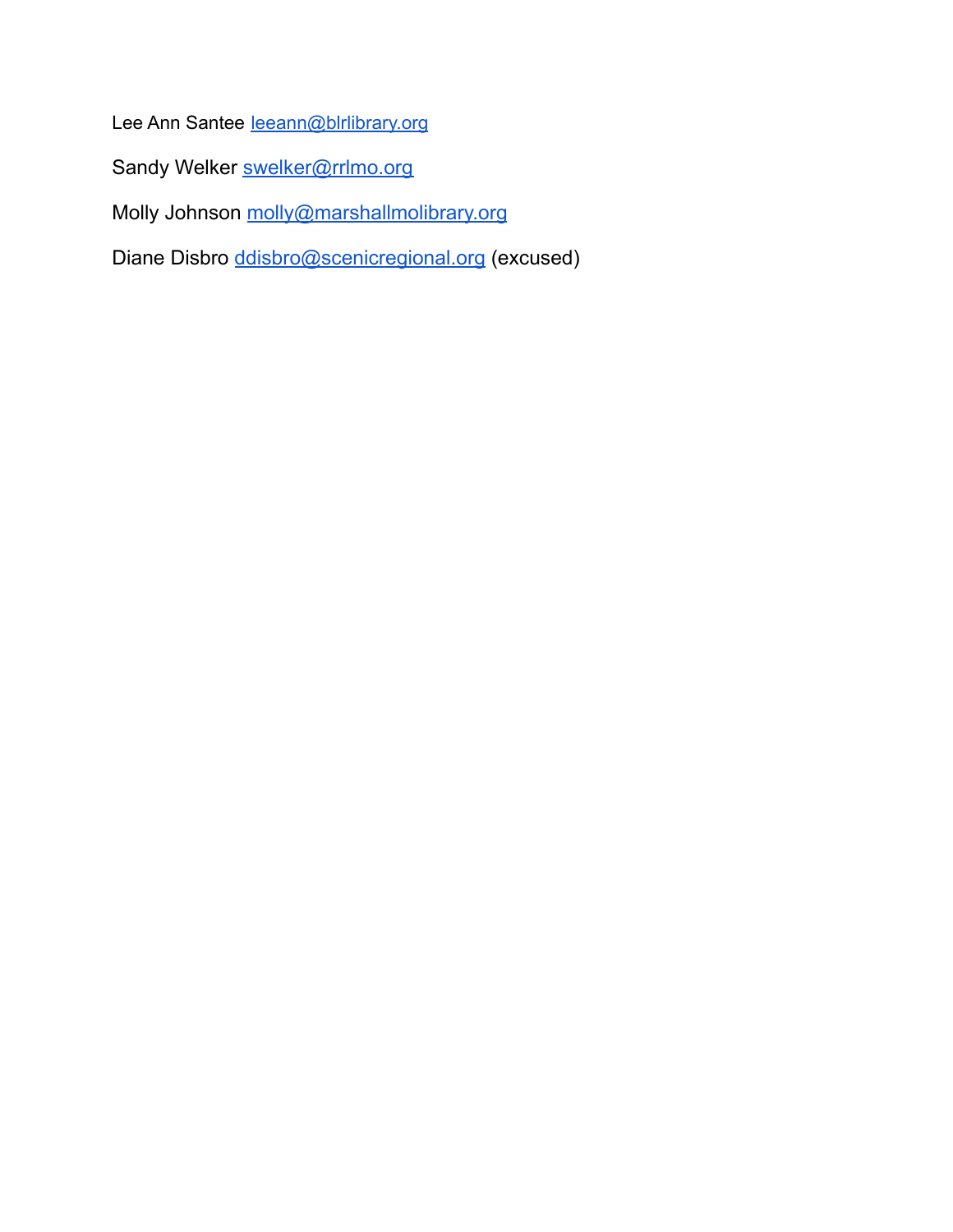Lee Ann Santee leeann@blrlibrary.org

Sandy Welker swelker@rrlmo.org

Molly Johnson molly@marshallmolibrary.org

Diane Disbro ddisbro@scenicregional.org (excused)